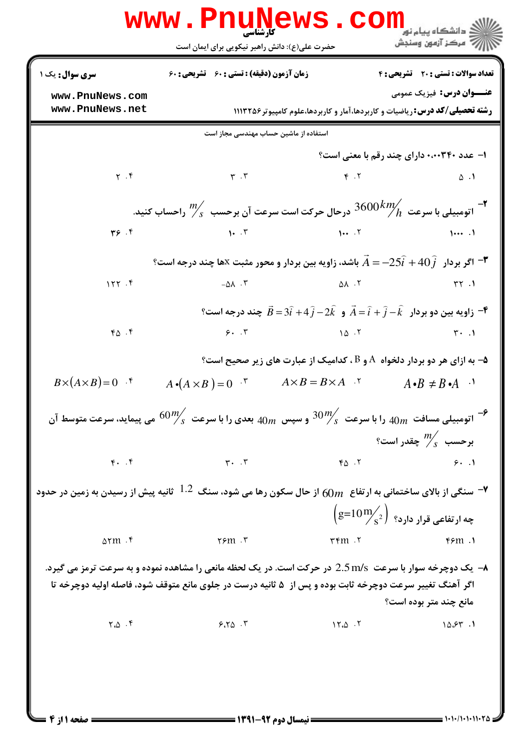کارشناسی

حضرت علی(ع): دانش راهبر نیکویی برای ایمان است

**سری سوال:** یک ۱ | **زمان آزمون (دقیقه) : تستی :** ۶۰ **تشریحی :** ۶۰ | **تعداد سوالات : تستی :** ۲۰ **تشریحی :** ۴

**عنـــوان درس:** فیزیک عمومی

**رشته تحصیلی/کد درس:** ریاضیات و کاربردها،آمار و کاربردها،علوم کامپیوتر ۱۱۱۳۲۵۶

استفاده از ماشین حساب مهندسی مجاز است

۱- عدد ۰،۰۰۳۴۰ دارای چند رقم با معنی است؟

۱. ۵ ۲. ۴ ۳. ۳ ۴. ۲

۲- اتومبیلی با سرعت $3600 \, km/h$ درحال حرکت است سرعت آن برحسب $m/s$ راحساب کنید.

۱. ۱۰۰۰ ۲. ۱۰۰ ۳. ۱۰ ۴. ۳۶

۳- اگر بردار $\vec{A} = -25\hat{i} + 40\hat{j}$ باشد، زاویه بین بردار و محور مثبت xها چند درجه است؟

۱. ۳۲ ۲. ۵۸ ۳. ۵۸- ۴. ۱۲۲

۴- زاویه بین دو بردار $\vec{A} = \hat{i} + \hat{j} - \hat{k}$ و $\vec{B} = 3\hat{i} + 4\hat{j} - 2\hat{k}$ چند درجه است؟

۱. ۳۰ ۲. ۱۵ ۳. ۶۰ ۴. ۴۵

۵- به ازای هر دو بردار دلخواه A و B ، کدامیک از عبارت های زیر صحیح است؟

۱. $A \bullet B \neq B \bullet A$ ۲. $A \times B = B \times A$ ۳. $A \bullet (A \times B) = 0$ ۴. $B \times (A \times B) = 0$

۶- اتومبیلی مسافت $40m$ را با سرعت $30 m/s$ و سپس $40m$ بعدی را با سرعت $60 m/s$ می پیماید، سرعت متوسط آن برحسب $m/s$ چقدر است؟

۱. ۶۰ ۲. ۴۵ ۳. ۳۰ ۴. ۴۰

۷- سنگی از بالای ساختمانی به ارتفاع $60m$ از حال سکون رها می شود، سنگ $1.2$ ثانیه پیش از رسیدن به زمین در حدود چه ارتفاعی قرار دارد؟ $\left(g = 10 \, m/s^2\right)$

۱. 46m ۲. 34m ۳. 26m ۴. 56m

۸- یک دوچرخه سوار با سرعت $2.5 \, m/s$ در حرکت است. در یک لحظه مانعی را مشاهده نموده و به سرعت ترمز می گیرد. اگر آهنگ تغییر سرعت دوچرخه ثابت بوده و پس از ۵ ثانیه درست در جلوی مانع متوقف شود، فاصله اولیه دوچرخه تا مانع چند متر بوده است؟

۱. ۱۵،۶۳ ۲. ۱۲،۵ ۳. ۶،۲۵ ۴. ۲،۵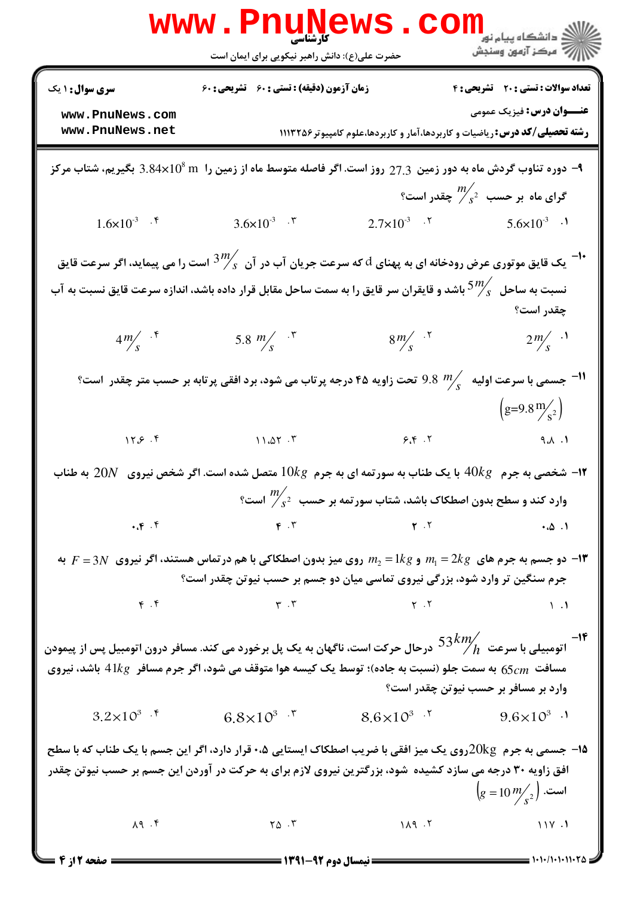**سری سوال:** ۱ یک | **زمان آزمون (دقیقه) : تستی :** ۶۰ **تشریحی :** ۶۰ | **تعداد سوالات : تستی :** ۲۰ **تشریحی :** ۴

**عنـــوان درس:** فیزیک عمومی

**رشته تحصیلی/کد درس:** ریاضیات و کاربردها،آمار و کاربردها،علوم کامپیوتر ۱۱۱۳۲۵۶

۹- دوره تناوب گردش ماه به دور زمین 27.3 روز است. اگر فاصله متوسط ماه از زمین را $3.84\times10^{8}$ m بگیریم، شتاب مرکز گرای ماه بر حسب $m/s^2$ چقدر است؟

۱. $5.6\times10^{-3}$ ۲. $2.7\times10^{-3}$ ۳. $3.6\times10^{-3}$ ۴. $1.6\times10^{-3}$

۱۰- یک قایق موتوری عرض رودخانه ای به پهنای d که سرعت جریان آب در آن $3m/s$ است را می پیماید، اگر سرعت قایق نسبت به ساحل $5m/s$ باشد و قایقران سر قایق را به سمت ساحل مقابل قرار داده باشد، اندازه سرعت قایق نسبت به آب چقدر است؟

۱. $2m/s$ ۲. $8m/s$ ۳. $5.8\ m/s$ ۴. $4m/s$

۱۱- جسمی با سرعت اولیه $9.8\ m/s$ تحت زاویه ۴۵ درجه پرتاب می شود، برد افقی پرتابه بر حسب متر چقدر است؟ $\left(g=9.8\,m/s^2\right)$

۱. ۹.۸ ۲. ۶.۴ ۳. ۱۱.۵۲ ۴. ۱۲.۶

۱۲- شخصی به جرم $40kg$ با یک طناب به سورتمه ای به جرم $10kg$ متصل شده است. اگر شخص نیروی $20N$ به طناب وارد کند و سطح بدون اصطکاک باشد، شتاب سورتمه بر حسب $m/s^2$ است؟

۱. ۰.۵ ۲. ۲ ۳. ۴ ۴. ۰.۴

۱۳- دو جسم به جرم های $m_1 = 2kg$ و $m_2 = 1kg$ روی میز بدون اصطکاکی با هم در تماس هستند، اگر نیروی $F = 3N$ به جرم سنگین تر وارد شود، بزرگی نیروی تماسی میان دو جسم بر حسب نیوتن چقدر است؟

۱. ۱ ۲. ۲ ۳. ۳ ۴. ۴

۱۴- اتومبیلی با سرعت $53km/h$ درحال حرکت است، ناگهان به یک پل برخورد می کند. مسافر درون اتومبیل پس از پیمودن مسافت $65cm$ به سمت جلو (نسبت به جاده)؛ توسط یک کیسه هوا متوقف می شود، اگر جرم مسافر $41kg$ باشد، نیروی وارد بر مسافر بر حسب نیوتن چقدر است؟

۱. $9.6\times10^{3}$ ۲. $8.6\times10^{3}$ ۳. $6.8\times10^{3}$ ۴. $3.2\times10^{3}$

۱۵- جسمی به جرم $20kg$ روی یک میز افقی با ضریب اصطکاک ایستایی ۰.۵ قرار دارد، اگر این جسم با یک طناب که با سطح افق زاویه ۳۰ درجه می سازد کشیده شود، بزرگترین نیروی لازم برای به حرکت در آوردن این جسم بر حسب نیوتن چقدر است. $\left(g = 10\,m/s^2\right)$

۱. ۱۱۷ ۲. ۱۸۹ ۳. ۲۵ ۴. ۸۹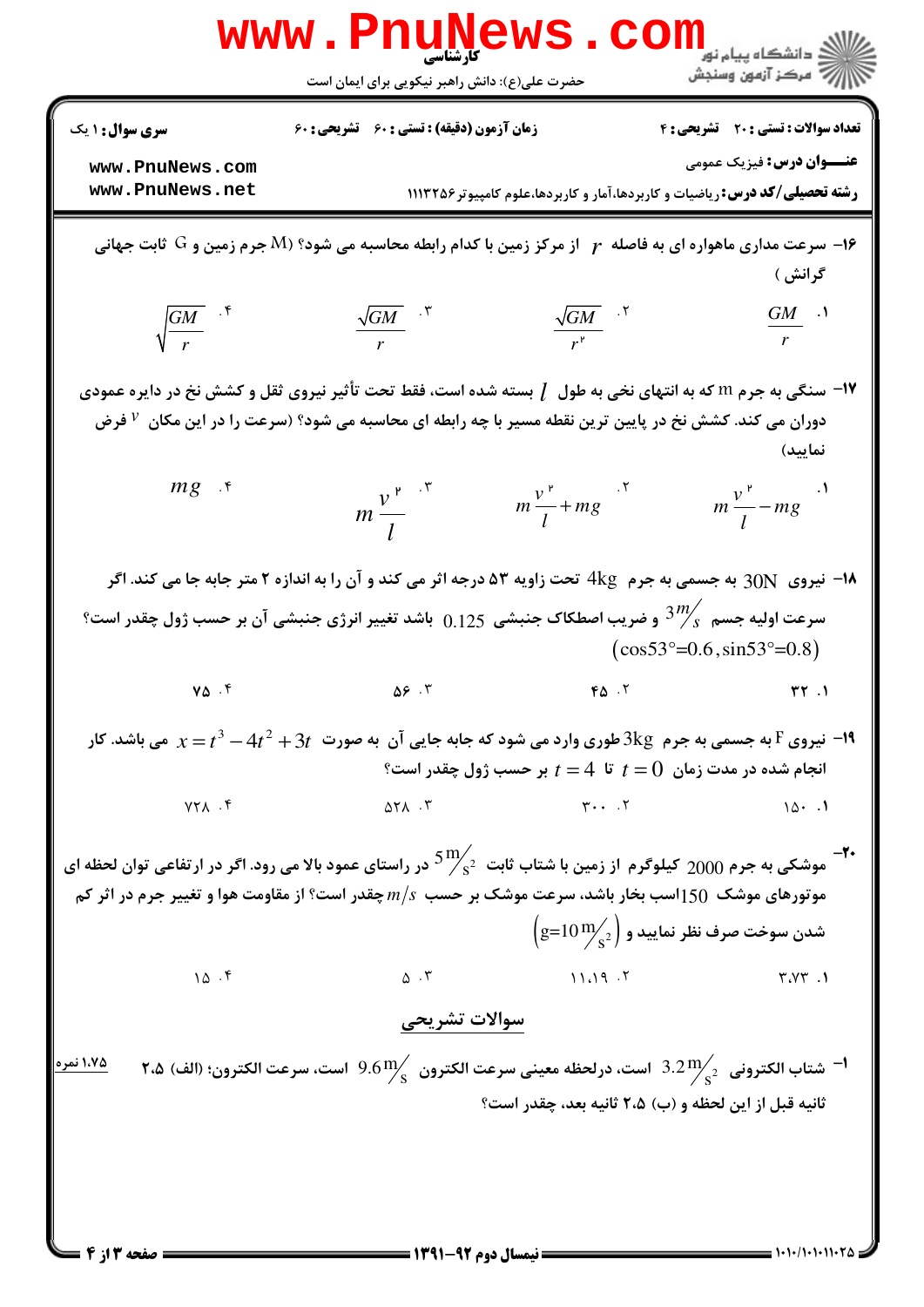**سری سوال:** ۱ یک | **زمان آزمون (دقیقه) : تستی :** ۶۰ **تشریحی :** ۶۰ | **تعداد سوالات : تستی :** ۲۰ **تشریحی :** ۴

**عنـــوان درس:** فیزیک عمومی

**رشته تحصیلی/کد درس:** ریاضیات و کاربردها،آمار و کاربردها،علوم کامپیوتر ۱۱۱۳۲۵۶

۱۶- سرعت مداری ماهواره ای به فاصله $r$ از مرکز زمین با کدام رابطه محاسبه می شود؟ (M جرم زمین و G ثابت جهانی گرانش )

۱. $\frac{GM}{r}$ ۲. $\frac{\sqrt{GM}}{r^2}$ ۳. $\frac{\sqrt{GM}}{r}$ ۴. $\sqrt{\frac{GM}{r}}$

۱۷- سنگی به جرم m که به انتهای نخی به طول $l$ بسته شده است، فقط تحت تأثیر نیروی ثقل و کشش نخ در دایره عمودی دوران می کند. کشش نخ در پایین ترین نقطه مسیر با چه رابطه ای محاسبه می شود؟ (سرعت را در این مکان $v$ فرض نمایید)

۱. $m\frac{v^2}{l}-mg$ ۲. $m\frac{v^2}{l}+mg$ ۳. $m\frac{v^2}{l}$ ۴. $mg$

۱۸- نیروی $30N$ به جسمی به جرم $4kg$ تحت زاویه ۵۳ درجه اثر می کند و آن را به اندازه ۲ متر جابه جا می کند. اگر سرعت اولیه جسم $3 m/s$ و ضریب اصطکاک جنبشی $0.125$ باشد تغییر انرژی جنبشی آن بر حسب ژول چقدر است؟ $(\cos 53° = 0.6 , \sin 53° = 0.8)$

۱. ۳۲ ۲. ۴۵ ۳. ۵۶ ۴. ۷۵

۱۹- نیروی F به جسمی به جرم $3kg$ طوری وارد می شود که جابه جایی آن به صورت $x = t^3 - 4t^2 + 3t$ می باشد. کار انجام شده در مدت زمان $t = 0$ تا $t = 4$ بر حسب ژول چقدر است؟

۱. ۱۵۰ ۲. ۳۰۰ ۳. ۵۲۸ ۴. ۷۲۸

۲۰- موشکی به جرم $2000$ کیلوگرم از زمین با شتاب ثابت $5 m/s^2$ در راستای عمود بالا می رود. اگر در ارتفاعی توان لحظه ای موتورهای موشک $150$ اسب بخار باشد، سرعت موشک بر حسب $m/s$ چقدر است؟ از مقاومت هوا و تغییر جرم در اثر کم شدن سوخت صرف نظر نمایید و $\left(g = 10 m/s^2\right)$

۱. ۳.۷۳ ۲. ۱۱.۱۹ ۳. ۵ ۴. ۱۵

## سوالات تشریحی

۱- شتاب الکترونی $3.2 m/s^2$ است، درلحظه معینی سرعت الکترون $9.6 m/s$ است، سرعت الکترون؛ (الف) ۲.۵ ثانیه قبل از این لحظه و (ب) ۲.۵ ثانیه بعد، چقدر است؟ **۱.۷۵ نمره**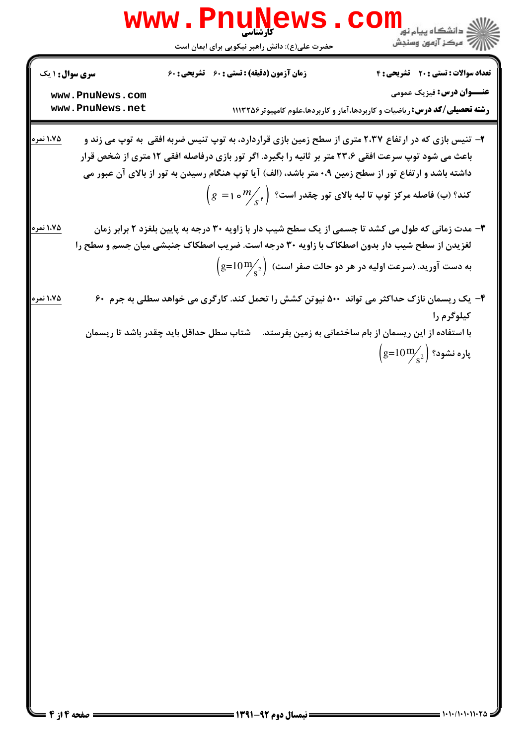۲- تنیس بازی که در ارتفاع ۲.۳۷ متری از سطح زمین بازی قراردارد، به توپ تنیس ضربه افقی به توپ می زند و باعث می شود توپ سرعت افقی ۲۳.۶ متر بر ثانیه را بگیرد. اگر تور بازی درفاصله افقی ۱۲ متری از شخص قرار داشته باشد و ارتفاع تور از سطح زمین ۰.۹ متر باشد، (الف) آیا توپ هنگام رسیدن به تور از بالای آن عبور می کند؟ (ب) فاصله مرکز توپ تا لبه بالای تور چقدر است؟ $\left(g = 10 \, m/s^2\right)$

۱.۷۵ نمره

۳- مدت زمانی که طول می کشد تا جسمی از یک سطح شیب دار با زاویه ۳۰ درجه به پایین بلغزد ۲ برابر زمان لغزیدن از سطح شیب دار بدون اصطکاک با زاویه ۳۰ درجه است. ضریب اصطکاک جنبشی میان جسم و سطح را به دست آورید. (سرعت اولیه در هر دو حالت صفر است) $\left(g = 10 \, m/s^2\right)$

۱.۷۵ نمره

۴- یک ریسمان نازک حداکثر می تواند ۵۰۰ نیوتن کشش را تحمل کند. کارگری می خواهد سطلی به جرم ۶۰ کیلوگرم را با استفاده از این ریسمان از بام ساختمانی به زمین بفرستد. شتاب سطل حداقل باید چقدر باشد تا ریسمان پاره نشود؟ $\left(g = 10 \, m/s^2\right)$

۱.۷۵ نمره